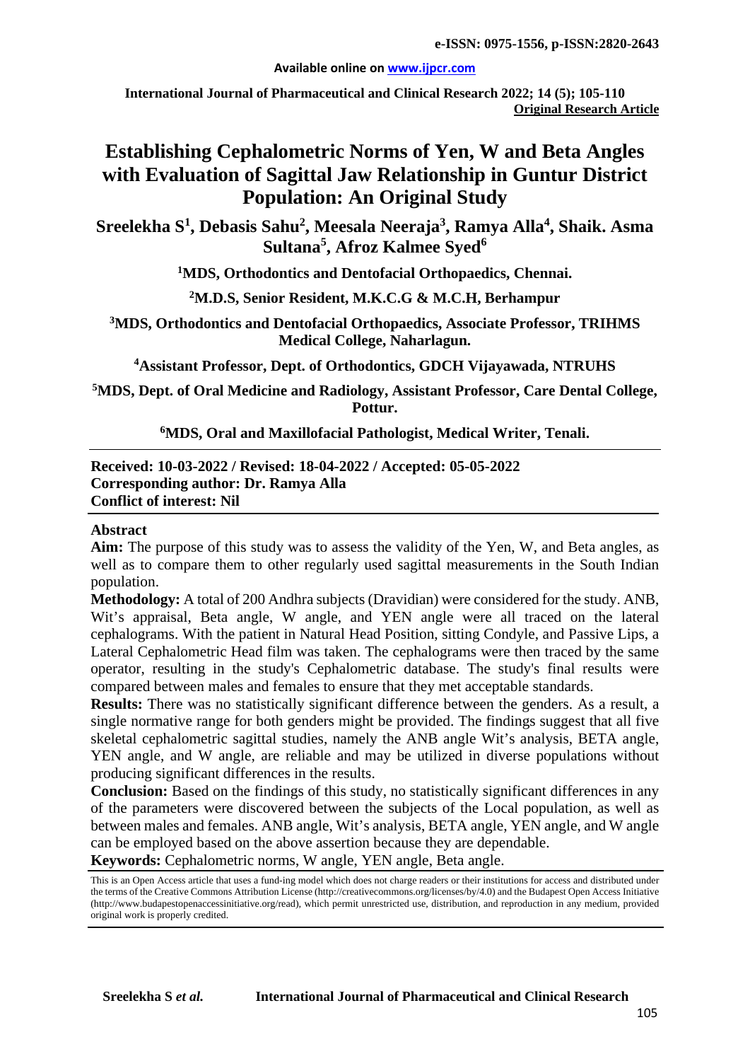**e-ISSN: 0975-1556, p-ISSN:2820-2643**

**Available online on www.ijpcr.com**

**International Journal of Pharmaceutical and Clinical Research 2022; 14 (5); 105-110**
**Original Research Article**

# Establishing Cephalometric Norms of Yen, W and Beta Angles with Evaluation of Sagittal Jaw Relationship in Guntur District Population: An Original Study

**Sreelekha S[1], Debasis Sahu[2], Meesala Neeraja[3], Ramya Alla[4], Shaik. Asma Sultana[5], Afroz Kalmee Syed[6]**

**[1]MDS, Orthodontics and Dentofacial Orthopaedics, Chennai.**

**[2]M.D.S, Senior Resident, M.K.C.G & M.C.H, Berhampur**

**[3]MDS, Orthodontics and Dentofacial Orthopaedics, Associate Professor, TRIHMS Medical College, Naharlagun.**

**[4]Assistant Professor, Dept. of Orthodontics, GDCH Vijayawada, NTRUHS**

**[5]MDS, Dept. of Oral Medicine and Radiology, Assistant Professor, Care Dental College, Pottur.**

**[6]MDS, Oral and Maxillofacial Pathologist, Medical Writer, Tenali.**

**Received: 10-03-2022 / Revised: 18-04-2022 / Accepted: 05-05-2022**
**Corresponding author: Dr. Ramya Alla**
**Conflict of interest: Nil**

## Abstract

**Aim:** The purpose of this study was to assess the validity of the Yen, W, and Beta angles, as well as to compare them to other regularly used sagittal measurements in the South Indian population.

**Methodology:** A total of 200 Andhra subjects (Dravidian) were considered for the study. ANB, Wit's appraisal, Beta angle, W angle, and YEN angle were all traced on the lateral cephalograms. With the patient in Natural Head Position, sitting Condyle, and Passive Lips, a Lateral Cephalometric Head film was taken. The cephalograms were then traced by the same operator, resulting in the study's Cephalometric database. The study's final results were compared between males and females to ensure that they met acceptable standards.

**Results:** There was no statistically significant difference between the genders. As a result, a single normative range for both genders might be provided. The findings suggest that all five skeletal cephalometric sagittal studies, namely the ANB angle Wit's analysis, BETA angle, YEN angle, and W angle, are reliable and may be utilized in diverse populations without producing significant differences in the results.

**Conclusion:** Based on the findings of this study, no statistically significant differences in any of the parameters were discovered between the subjects of the Local population, as well as between males and females. ANB angle, Wit's analysis, BETA angle, YEN angle, and W angle can be employed based on the above assertion because they are dependable.

**Keywords:** Cephalometric norms, W angle, YEN angle, Beta angle.

This is an Open Access article that uses a fund-ing model which does not charge readers or their institutions for access and distributed under the terms of the Creative Commons Attribution License (http://creativecommons.org/licenses/by/4.0) and the Budapest Open Access Initiative (http://www.budapestopenaccessinitiative.org/read), which permit unrestricted use, distribution, and reproduction in any medium, provided original work is properly credited.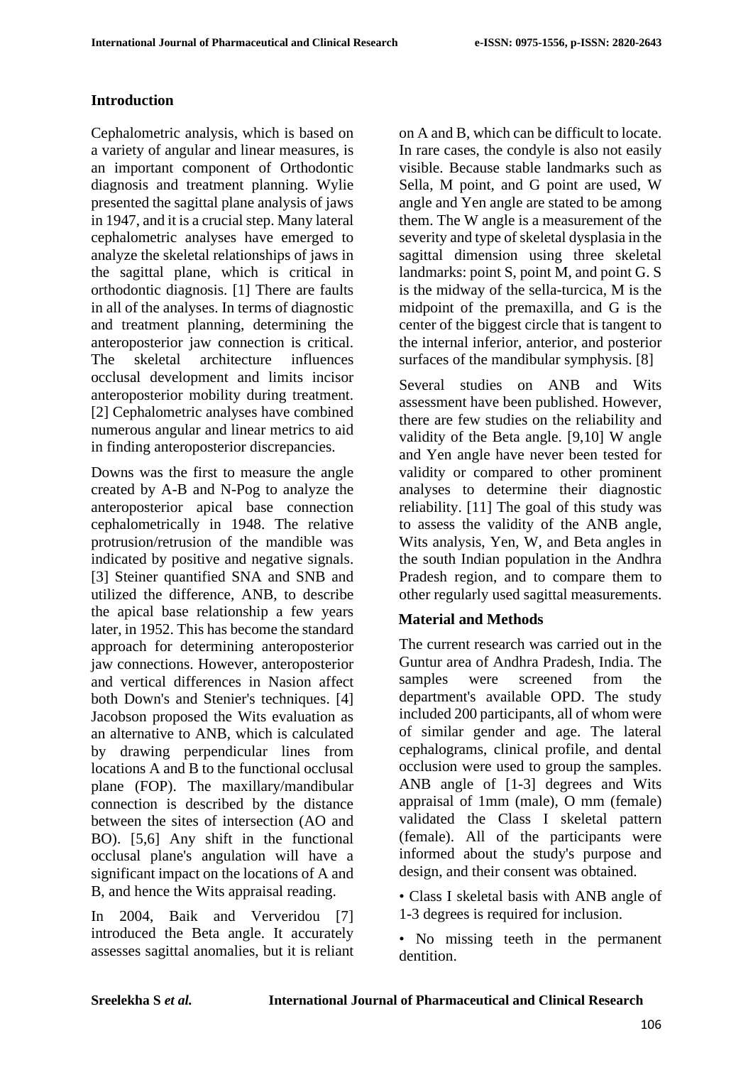## Introduction

Cephalometric analysis, which is based on a variety of angular and linear measures, is an important component of Orthodontic diagnosis and treatment planning. Wylie presented the sagittal plane analysis of jaws in 1947, and it is a crucial step. Many lateral cephalometric analyses have emerged to analyze the skeletal relationships of jaws in the sagittal plane, which is critical in orthodontic diagnosis. [1] There are faults in all of the analyses. In terms of diagnostic and treatment planning, determining the anteroposterior jaw connection is critical. The skeletal architecture influences occlusal development and limits incisor anteroposterior mobility during treatment. [2] Cephalometric analyses have combined numerous angular and linear metrics to aid in finding anteroposterior discrepancies.

Downs was the first to measure the angle created by A-B and N-Pog to analyze the anteroposterior apical base connection cephalometrically in 1948. The relative protrusion/retrusion of the mandible was indicated by positive and negative signals. [3] Steiner quantified SNA and SNB and utilized the difference, ANB, to describe the apical base relationship a few years later, in 1952. This has become the standard approach for determining anteroposterior jaw connections. However, anteroposterior and vertical differences in Nasion affect both Down's and Stenier's techniques. [4] Jacobson proposed the Wits evaluation as an alternative to ANB, which is calculated by drawing perpendicular lines from locations A and B to the functional occlusal plane (FOP). The maxillary/mandibular connection is described by the distance between the sites of intersection (AO and BO). [5,6] Any shift in the functional occlusal plane's angulation will have a significant impact on the locations of A and B, and hence the Wits appraisal reading.

In 2004, Baik and Ververidou [7] introduced the Beta angle. It accurately assesses sagittal anomalies, but it is reliant on A and B, which can be difficult to locate. In rare cases, the condyle is also not easily visible. Because stable landmarks such as Sella, M point, and G point are used, W angle and Yen angle are stated to be among them. The W angle is a measurement of the severity and type of skeletal dysplasia in the sagittal dimension using three skeletal landmarks: point S, point M, and point G. S is the midway of the sella-turcica, M is the midpoint of the premaxilla, and G is the center of the biggest circle that is tangent to the internal inferior, anterior, and posterior surfaces of the mandibular symphysis. [8]

Several studies on ANB and Wits assessment have been published. However, there are few studies on the reliability and validity of the Beta angle. [9,10] W angle and Yen angle have never been tested for validity or compared to other prominent analyses to determine their diagnostic reliability. [11] The goal of this study was to assess the validity of the ANB angle, Wits analysis, Yen, W, and Beta angles in the south Indian population in the Andhra Pradesh region, and to compare them to other regularly used sagittal measurements.

## Material and Methods

The current research was carried out in the Guntur area of Andhra Pradesh, India. The samples were screened from the department's available OPD. The study included 200 participants, all of whom were of similar gender and age. The lateral cephalograms, clinical profile, and dental occlusion were used to group the samples. ANB angle of [1-3] degrees and Wits appraisal of 1mm (male), O mm (female) validated the Class I skeletal pattern (female). All of the participants were informed about the study's purpose and design, and their consent was obtained.

- Class I skeletal basis with ANB angle of 1-3 degrees is required for inclusion.
- No missing teeth in the permanent dentition.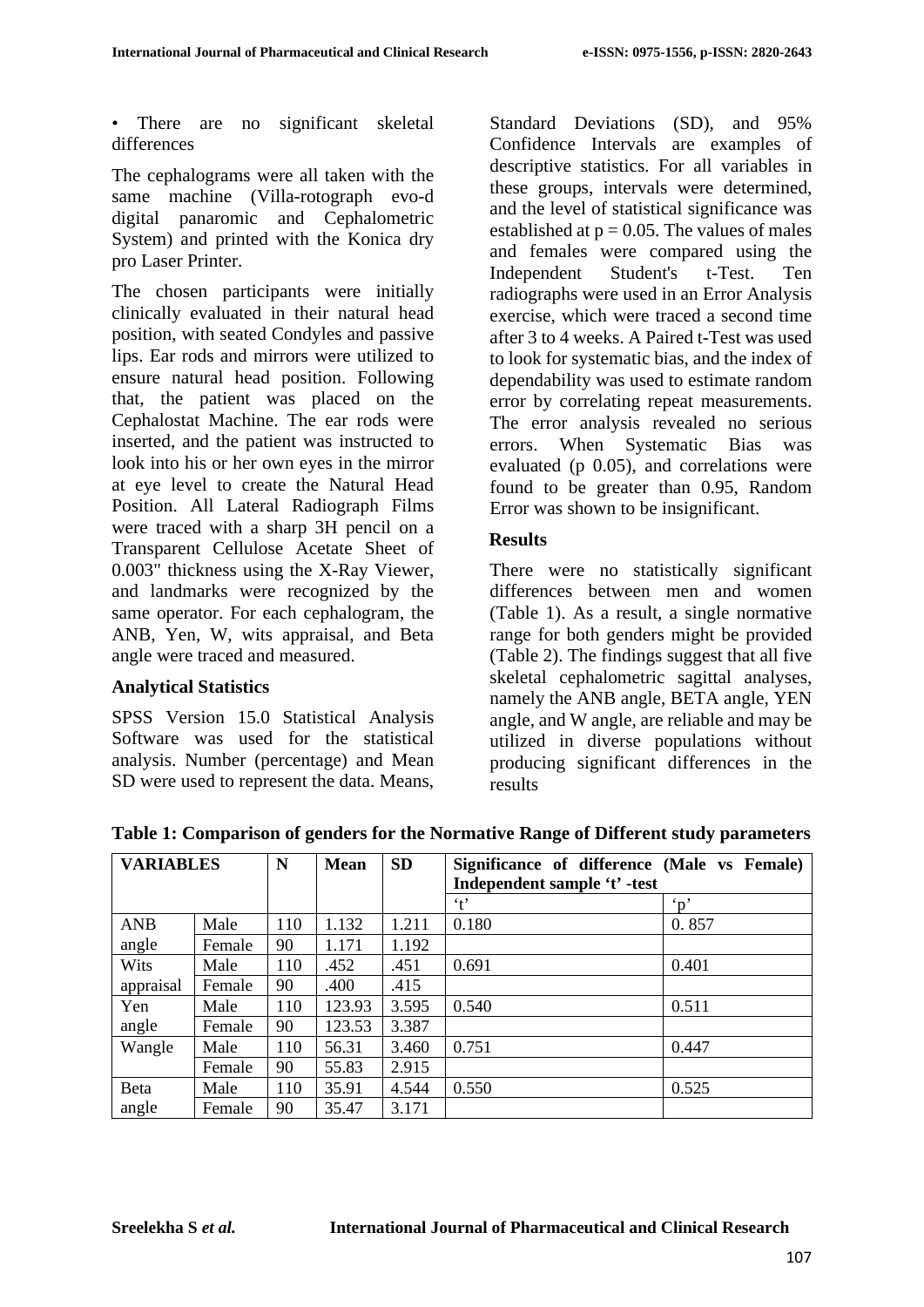• There are no significant skeletal differences

The cephalograms were all taken with the same machine (Villa-rotograph evo-d digital panaromic and Cephalometric System) and printed with the Konica dry pro Laser Printer.

The chosen participants were initially clinically evaluated in their natural head position, with seated Condyles and passive lips. Ear rods and mirrors were utilized to ensure natural head position. Following that, the patient was placed on the Cephalostat Machine. The ear rods were inserted, and the patient was instructed to look into his or her own eyes in the mirror at eye level to create the Natural Head Position. All Lateral Radiograph Films were traced with a sharp 3H pencil on a Transparent Cellulose Acetate Sheet of 0.003" thickness using the X-Ray Viewer, and landmarks were recognized by the same operator. For each cephalogram, the ANB, Yen, W, wits appraisal, and Beta angle were traced and measured.

### Analytical Statistics

SPSS Version 15.0 Statistical Analysis Software was used for the statistical analysis. Number (percentage) and Mean SD were used to represent the data. Means, Standard Deviations (SD), and 95% Confidence Intervals are examples of descriptive statistics. For all variables in these groups, intervals were determined, and the level of statistical significance was established at $p = 0.05$. The values of males and females were compared using the Independent Student's t-Test. Ten radiographs were used in an Error Analysis exercise, which were traced a second time after 3 to 4 weeks. A Paired t-Test was used to look for systematic bias, and the index of dependability was used to estimate random error by correlating repeat measurements. The error analysis revealed no serious errors. When Systematic Bias was evaluated (p 0.05), and correlations were found to be greater than 0.95, Random Error was shown to be insignificant.

### Results

There were no statistically significant differences between men and women (Table 1). As a result, a single normative range for both genders might be provided (Table 2). The findings suggest that all five skeletal cephalometric sagittal analyses, namely the ANB angle, BETA angle, YEN angle, and W angle, are reliable and may be utilized in diverse populations without producing significant differences in the results

**Table 1: Comparison of genders for the Normative Range of Different study parameters**

| VARIABLES | | N | Mean | SD | Significance of difference (Male vs Female) Independent sample 't' -test | |
|---|---|---|---|---|---|---|
| | | | | | 't' | 'p' |
| ANB angle | Male | 110 | 1.132 | 1.211 | 0.180 | 0. 857 |
| | Female | 90 | 1.171 | 1.192 | | |
| Wits appraisal | Male | 110 | .452 | .451 | 0.691 | 0.401 |
| | Female | 90 | .400 | .415 | | |
| Yen angle | Male | 110 | 123.93 | 3.595 | 0.540 | 0.511 |
| | Female | 90 | 123.53 | 3.387 | | |
| Wangle | Male | 110 | 56.31 | 3.460 | 0.751 | 0.447 |
| | Female | 90 | 55.83 | 2.915 | | |
| Beta angle | Male | 110 | 35.91 | 4.544 | 0.550 | 0.525 |
| | Female | 90 | 35.47 | 3.171 | | |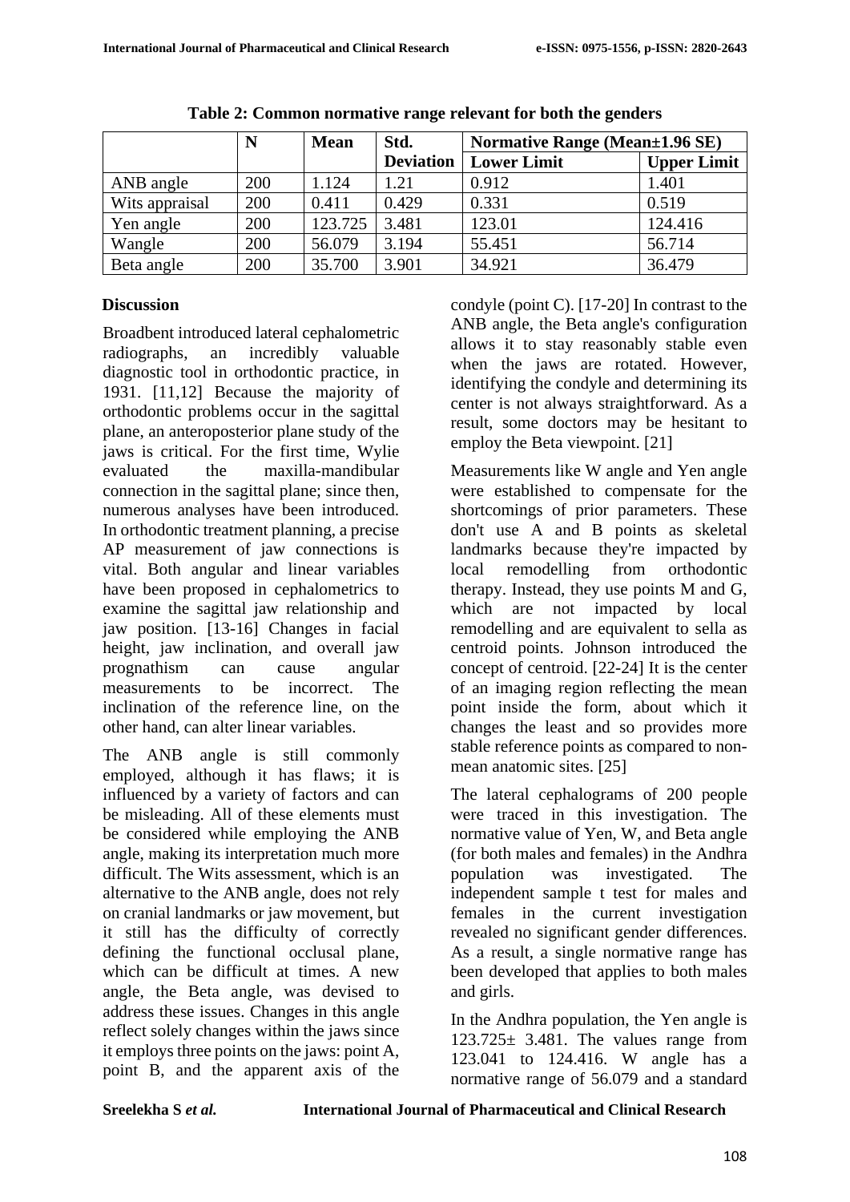**Table 2: Common normative range relevant for both the genders**

| | N | Mean | Std. Deviation | Normative Range (Mean±1.96 SE) | |
|---|---|---|---|---|---|
| | | | | Lower Limit | Upper Limit |
| ANB angle | 200 | 1.124 | 1.21 | 0.912 | 1.401 |
| Wits appraisal | 200 | 0.411 | 0.429 | 0.331 | 0.519 |
| Yen angle | 200 | 123.725 | 3.481 | 123.01 | 124.416 |
| Wangle | 200 | 56.079 | 3.194 | 55.451 | 56.714 |
| Beta angle | 200 | 35.700 | 3.901 | 34.921 | 36.479 |

## Discussion

Broadbent introduced lateral cephalometric radiographs, an incredibly valuable diagnostic tool in orthodontic practice, in 1931. [11,12] Because the majority of orthodontic problems occur in the sagittal plane, an anteroposterior plane study of the jaws is critical. For the first time, Wylie evaluated the maxilla-mandibular connection in the sagittal plane; since then, numerous analyses have been introduced. In orthodontic treatment planning, a precise AP measurement of jaw connections is vital. Both angular and linear variables have been proposed in cephalometrics to examine the sagittal jaw relationship and jaw position. [13-16] Changes in facial height, jaw inclination, and overall jaw prognathism can cause angular measurements to be incorrect. The inclination of the reference line, on the other hand, can alter linear variables.

The ANB angle is still commonly employed, although it has flaws; it is influenced by a variety of factors and can be misleading. All of these elements must be considered while employing the ANB angle, making its interpretation much more difficult. The Wits assessment, which is an alternative to the ANB angle, does not rely on cranial landmarks or jaw movement, but it still has the difficulty of correctly defining the functional occlusal plane, which can be difficult at times. A new angle, the Beta angle, was devised to address these issues. Changes in this angle reflect solely changes within the jaws since it employs three points on the jaws: point A, point B, and the apparent axis of the condyle (point C). [17-20] In contrast to the ANB angle, the Beta angle's configuration allows it to stay reasonably stable even when the jaws are rotated. However, identifying the condyle and determining its center is not always straightforward. As a result, some doctors may be hesitant to employ the Beta viewpoint. [21]

Measurements like W angle and Yen angle were established to compensate for the shortcomings of prior parameters. These don't use A and B points as skeletal landmarks because they're impacted by local remodelling from orthodontic therapy. Instead, they use points M and G, which are not impacted by local remodelling and are equivalent to sella as centroid points. Johnson introduced the concept of centroid. [22-24] It is the center of an imaging region reflecting the mean point inside the form, about which it changes the least and so provides more stable reference points as compared to non-mean anatomic sites. [25]

The lateral cephalograms of 200 people were traced in this investigation. The normative value of Yen, W, and Beta angle (for both males and females) in the Andhra population was investigated. The independent sample t test for males and females in the current investigation revealed no significant gender differences. As a result, a single normative range has been developed that applies to both males and girls.

In the Andhra population, the Yen angle is 123.725± 3.481. The values range from 123.041 to 124.416. W angle has a normative range of 56.079 and a standard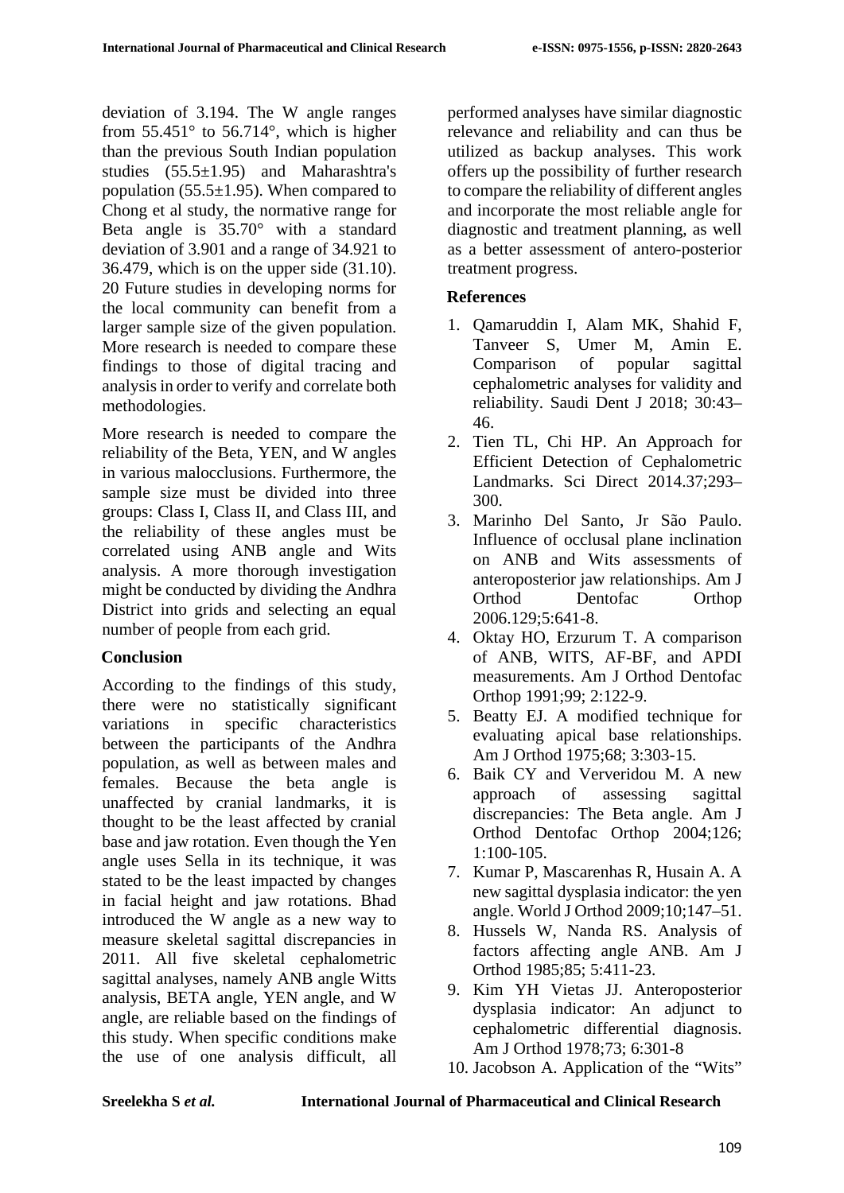deviation of 3.194. The W angle ranges from 55.451° to 56.714°, which is higher than the previous South Indian population studies (55.5±1.95) and Maharashtra's population (55.5±1.95). When compared to Chong et al study, the normative range for Beta angle is 35.70° with a standard deviation of 3.901 and a range of 34.921 to 36.479, which is on the upper side (31.10). 20 Future studies in developing norms for the local community can benefit from a larger sample size of the given population. More research is needed to compare these findings to those of digital tracing and analysis in order to verify and correlate both methodologies.

More research is needed to compare the reliability of the Beta, YEN, and W angles in various malocclusions. Furthermore, the sample size must be divided into three groups: Class I, Class II, and Class III, and the reliability of these angles must be correlated using ANB angle and Wits analysis. A more thorough investigation might be conducted by dividing the Andhra District into grids and selecting an equal number of people from each grid.

## Conclusion

According to the findings of this study, there were no statistically significant variations in specific characteristics between the participants of the Andhra population, as well as between males and females. Because the beta angle is unaffected by cranial landmarks, it is thought to be the least affected by cranial base and jaw rotation. Even though the Yen angle uses Sella in its technique, it was stated to be the least impacted by changes in facial height and jaw rotations. Bhad introduced the W angle as a new way to measure skeletal sagittal discrepancies in 2011. All five skeletal cephalometric sagittal analyses, namely ANB angle Witts analysis, BETA angle, YEN angle, and W angle, are reliable based on the findings of this study. When specific conditions make the use of one analysis difficult, all performed analyses have similar diagnostic relevance and reliability and can thus be utilized as backup analyses. This work offers up the possibility of further research to compare the reliability of different angles and incorporate the most reliable angle for diagnostic and treatment planning, as well as a better assessment of antero-posterior treatment progress.

## References

1. Qamaruddin I, Alam MK, Shahid F, Tanveer S, Umer M, Amin E. Comparison of popular sagittal cephalometric analyses for validity and reliability. Saudi Dent J 2018; 30:43–46.
2. Tien TL, Chi HP. An Approach for Efficient Detection of Cephalometric Landmarks. Sci Direct 2014.37;293–300.
3. Marinho Del Santo, Jr São Paulo. Influence of occlusal plane inclination on ANB and Wits assessments of anteroposterior jaw relationships. Am J Orthod Dentofac Orthop 2006.129;5:641-8.
4. Oktay HO, Erzurum T. A comparison of ANB, WITS, AF-BF, and APDI measurements. Am J Orthod Dentofac Orthop 1991;99; 2:122-9.
5. Beatty EJ. A modified technique for evaluating apical base relationships. Am J Orthod 1975;68; 3:303-15.
6. Baik CY and Ververidou M. A new approach of assessing sagittal discrepancies: The Beta angle. Am J Orthod Dentofac Orthop 2004;126; 1:100-105.
7. Kumar P, Mascarenhas R, Husain A. A new sagittal dysplasia indicator: the yen angle. World J Orthod 2009;10;147–51.
8. Hussels W, Nanda RS. Analysis of factors affecting angle ANB. Am J Orthod 1985;85; 5:411-23.
9. Kim YH Vietas JJ. Anteroposterior dysplasia indicator: An adjunct to cephalometric differential diagnosis. Am J Orthod 1978;73; 6:301-8
10. Jacobson A. Application of the "Wits"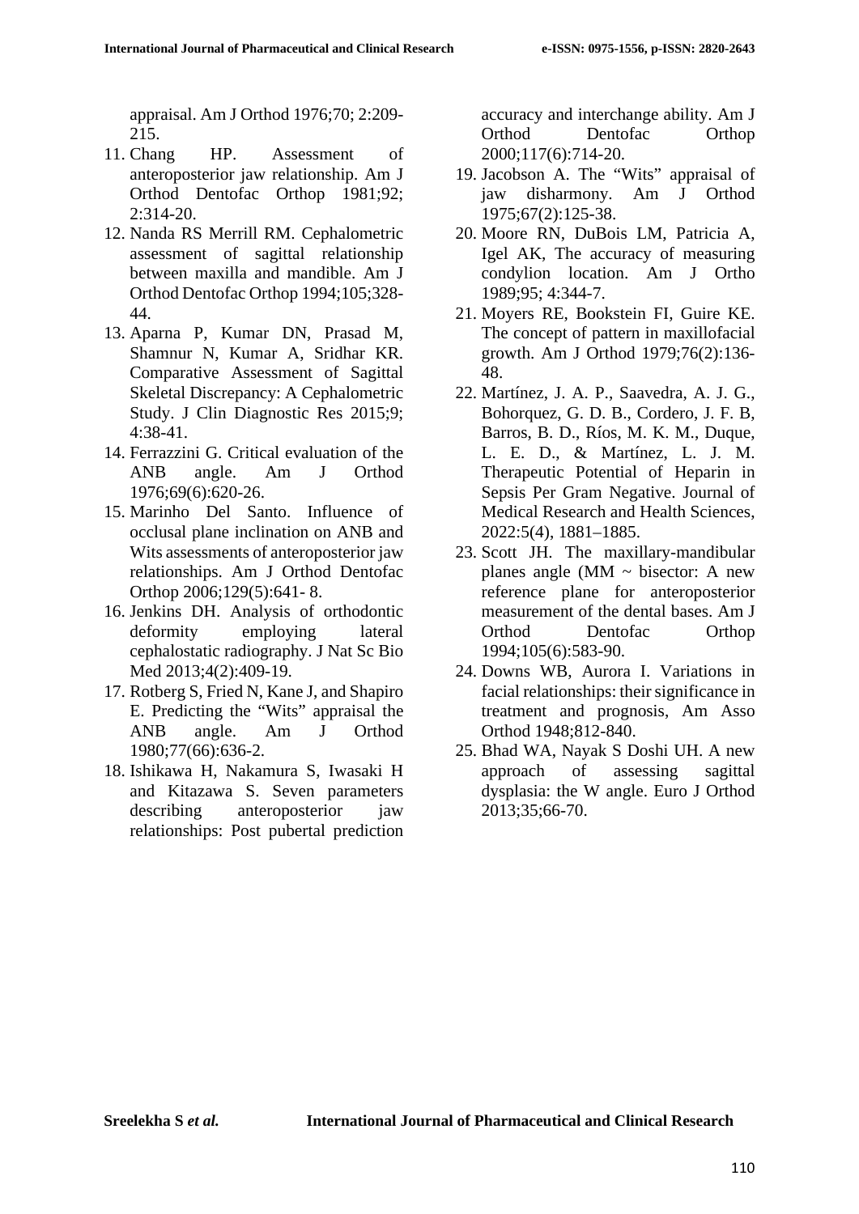appraisal. Am J Orthod 1976;70; 2:209-215.

11. Chang HP. Assessment of anteroposterior jaw relationship. Am J Orthod Dentofac Orthop 1981;92; 2:314-20.
12. Nanda RS Merrill RM. Cephalometric assessment of sagittal relationship between maxilla and mandible. Am J Orthod Dentofac Orthop 1994;105;328-44.
13. Aparna P, Kumar DN, Prasad M, Shamnur N, Kumar A, Sridhar KR. Comparative Assessment of Sagittal Skeletal Discrepancy: A Cephalometric Study. J Clin Diagnostic Res 2015;9; 4:38-41.
14. Ferrazzini G. Critical evaluation of the ANB angle. Am J Orthod 1976;69(6):620-26.
15. Marinho Del Santo. Influence of occlusal plane inclination on ANB and Wits assessments of anteroposterior jaw relationships. Am J Orthod Dentofac Orthop 2006;129(5):641- 8.
16. Jenkins DH. Analysis of orthodontic deformity employing lateral cephalostatic radiography. J Nat Sc Bio Med 2013;4(2):409-19.
17. Rotberg S, Fried N, Kane J, and Shapiro E. Predicting the "Wits" appraisal the ANB angle. Am J Orthod 1980;77(66):636-2.
18. Ishikawa H, Nakamura S, Iwasaki H and Kitazawa S. Seven parameters describing anteroposterior jaw relationships: Post pubertal prediction accuracy and interchange ability. Am J Orthod Dentofac Orthop 2000;117(6):714-20.
19. Jacobson A. The "Wits" appraisal of jaw disharmony. Am J Orthod 1975;67(2):125-38.
20. Moore RN, DuBois LM, Patricia A, Igel AK, The accuracy of measuring condylion location. Am J Ortho 1989;95; 4:344-7.
21. Moyers RE, Bookstein FI, Guire KE. The concept of pattern in maxillofacial growth. Am J Orthod 1979;76(2):136-48.
22. Martínez, J. A. P., Saavedra, A. J. G., Bohorquez, G. D. B., Cordero, J. F. B, Barros, B. D., Ríos, M. K. M., Duque, L. E. D., & Martínez, L. J. M. Therapeutic Potential of Heparin in Sepsis Per Gram Negative. Journal of Medical Research and Health Sciences, 2022:5(4), 1881–1885.
23. Scott JH. The maxillary-mandibular planes angle (MM ~ bisector: A new reference plane for anteroposterior measurement of the dental bases. Am J Orthod Dentofac Orthop 1994;105(6):583-90.
24. Downs WB, Aurora I. Variations in facial relationships: their significance in treatment and prognosis, Am Asso Orthod 1948;812-840.
25. Bhad WA, Nayak S Doshi UH. A new approach of assessing sagittal dysplasia: the W angle. Euro J Orthod 2013;35;66-70.